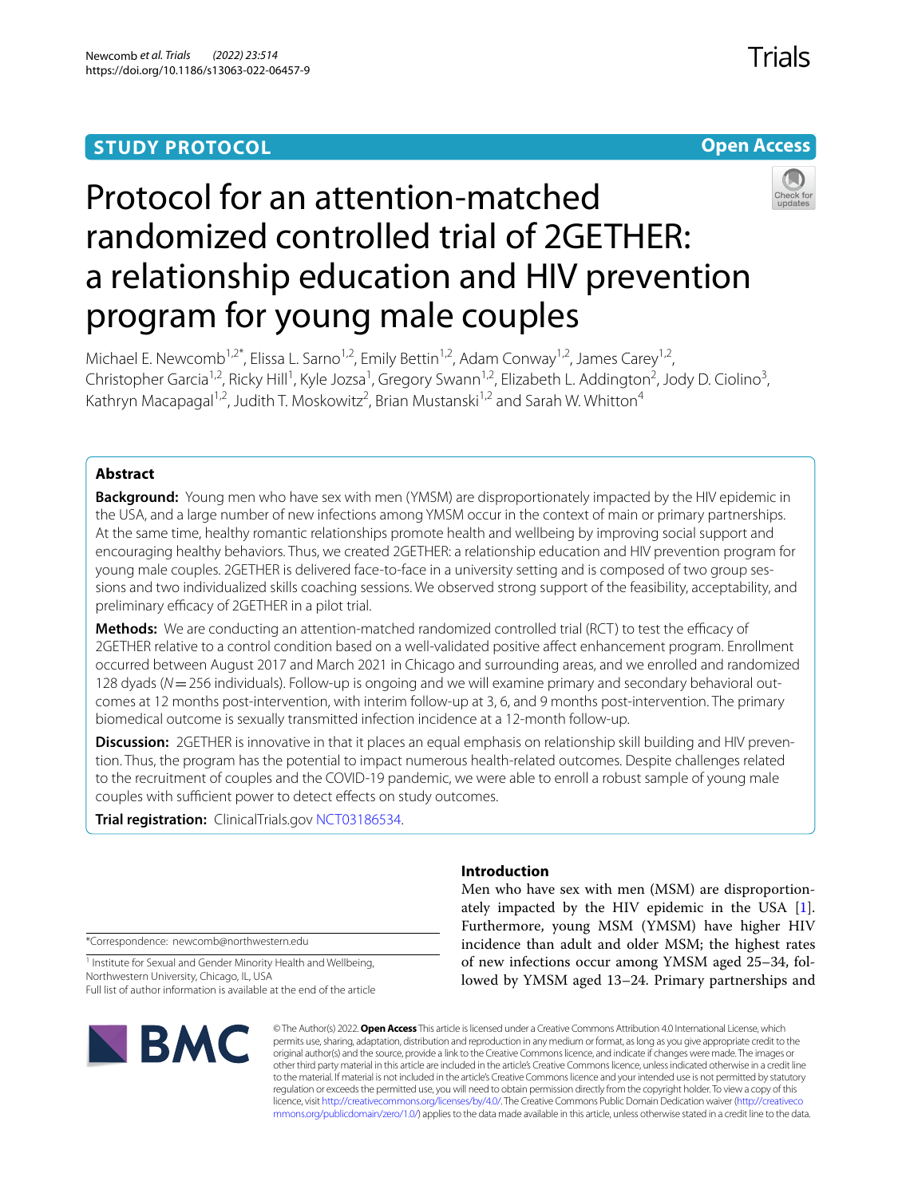**STUDY PROTOCOL** **Open Access**

# Protocol for an attention-matched randomized controlled trial of 2GETHER: a relationship education and HIV prevention program for young male couples

Michael E. Newcomb[1,2*], Elissa L. Sarno[1,2], Emily Bettin[1,2], Adam Conway[1,2], James Carey[1,2], Christopher Garcia[1,2], Ricky Hill[1], Kyle Jozsa[1], Gregory Swann[1,2], Elizabeth L. Addington[2], Jody D. Ciolino[3], Kathryn Macapagal[1,2], Judith T. Moskowitz[2], Brian Mustanski[1,2] and Sarah W. Whitton[4]

## Abstract

**Background:** Young men who have sex with men (YMSM) are disproportionately impacted by the HIV epidemic in the USA, and a large number of new infections among YMSM occur in the context of main or primary partnerships. At the same time, healthy romantic relationships promote health and wellbeing by improving social support and encouraging healthy behaviors. Thus, we created 2GETHER: a relationship education and HIV prevention program for young male couples. 2GETHER is delivered face-to-face in a university setting and is composed of two group sessions and two individualized skills coaching sessions. We observed strong support of the feasibility, acceptability, and preliminary efficacy of 2GETHER in a pilot trial.

**Methods:** We are conducting an attention-matched randomized controlled trial (RCT) to test the efficacy of 2GETHER relative to a control condition based on a well-validated positive affect enhancement program. Enrollment occurred between August 2017 and March 2021 in Chicago and surrounding areas, and we enrolled and randomized 128 dyads ($N = 256$ individuals). Follow-up is ongoing and we will examine primary and secondary behavioral outcomes at 12 months post-intervention, with interim follow-up at 3, 6, and 9 months post-intervention. The primary biomedical outcome is sexually transmitted infection incidence at a 12-month follow-up.

**Discussion:** 2GETHER is innovative in that it places an equal emphasis on relationship skill building and HIV prevention. Thus, the program has the potential to impact numerous health-related outcomes. Despite challenges related to the recruitment of couples and the COVID-19 pandemic, we were able to enroll a robust sample of young male couples with sufficient power to detect effects on study outcomes.

**Trial registration:** ClinicalTrials.gov NCT03186534.

## Introduction

Men who have sex with men (MSM) are disproportionately impacted by the HIV epidemic in the USA [1]. Furthermore, young MSM (YMSM) have higher HIV incidence than adult and older MSM; the highest rates of new infections occur among YMSM aged 25–34, followed by YMSM aged 13–24. Primary partnerships and

*Correspondence: newcomb@northwestern.edu

[1] Institute for Sexual and Gender Minority Health and Wellbeing, Northwestern University, Chicago, IL, USA

Full list of author information is available at the end of the article

© The Author(s) 2022. **Open Access** This article is licensed under a Creative Commons Attribution 4.0 International License, which permits use, sharing, adaptation, distribution and reproduction in any medium or format, as long as you give appropriate credit to the original author(s) and the source, provide a link to the Creative Commons licence, and indicate if changes were made. The images or other third party material in this article are included in the article's Creative Commons licence, unless indicated otherwise in a credit line to the material. If material is not included in the article's Creative Commons licence and your intended use is not permitted by statutory regulation or exceeds the permitted use, you will need to obtain permission directly from the copyright holder. To view a copy of this licence, visit http://creativecommons.org/licenses/by/4.0/. The Creative Commons Public Domain Dedication waiver (http://creativecommons.org/publicdomain/zero/1.0/) applies to the data made available in this article, unless otherwise stated in a credit line to the data.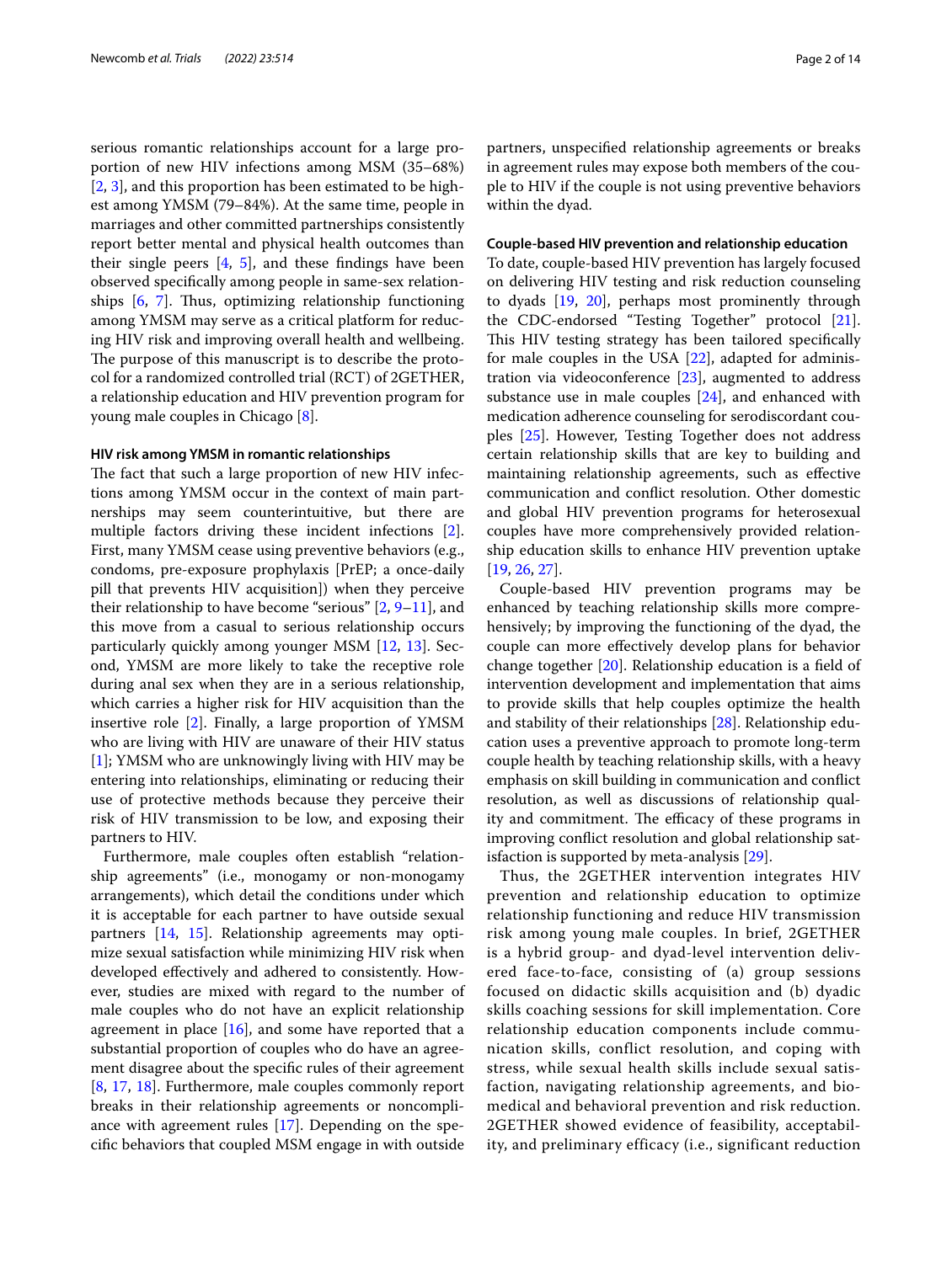serious romantic relationships account for a large proportion of new HIV infections among MSM (35–68%) [2, 3], and this proportion has been estimated to be highest among YMSM (79–84%). At the same time, people in marriages and other committed partnerships consistently report better mental and physical health outcomes than their single peers [4, 5], and these findings have been observed specifically among people in same-sex relationships [6, 7]. Thus, optimizing relationship functioning among YMSM may serve as a critical platform for reducing HIV risk and improving overall health and wellbeing. The purpose of this manuscript is to describe the protocol for a randomized controlled trial (RCT) of 2GETHER, a relationship education and HIV prevention program for young male couples in Chicago [8].

### HIV risk among YMSM in romantic relationships

The fact that such a large proportion of new HIV infections among YMSM occur in the context of main partnerships may seem counterintuitive, but there are multiple factors driving these incident infections [2]. First, many YMSM cease using preventive behaviors (e.g., condoms, pre-exposure prophylaxis [PrEP; a once-daily pill that prevents HIV acquisition]) when they perceive their relationship to have become "serious" [2, 9–11], and this move from a casual to serious relationship occurs particularly quickly among younger MSM [12, 13]. Second, YMSM are more likely to take the receptive role during anal sex when they are in a serious relationship, which carries a higher risk for HIV acquisition than the insertive role [2]. Finally, a large proportion of YMSM who are living with HIV are unaware of their HIV status [1]; YMSM who are unknowingly living with HIV may be entering into relationships, eliminating or reducing their use of protective methods because they perceive their risk of HIV transmission to be low, and exposing their partners to HIV.

Furthermore, male couples often establish "relationship agreements" (i.e., monogamy or non-monogamy arrangements), which detail the conditions under which it is acceptable for each partner to have outside sexual partners [14, 15]. Relationship agreements may optimize sexual satisfaction while minimizing HIV risk when developed effectively and adhered to consistently. However, studies are mixed with regard to the number of male couples who do not have an explicit relationship agreement in place [16], and some have reported that a substantial proportion of couples who do have an agreement disagree about the specific rules of their agreement [8, 17, 18]. Furthermore, male couples commonly report breaks in their relationship agreements or noncompliance with agreement rules [17]. Depending on the specific behaviors that coupled MSM engage in with outside partners, unspecified relationship agreements or breaks in agreement rules may expose both members of the couple to HIV if the couple is not using preventive behaviors within the dyad.

### Couple-based HIV prevention and relationship education

To date, couple-based HIV prevention has largely focused on delivering HIV testing and risk reduction counseling to dyads [19, 20], perhaps most prominently through the CDC-endorsed "Testing Together" protocol [21]. This HIV testing strategy has been tailored specifically for male couples in the USA [22], adapted for administration via videoconference [23], augmented to address substance use in male couples [24], and enhanced with medication adherence counseling for serodiscordant couples [25]. However, Testing Together does not address certain relationship skills that are key to building and maintaining relationship agreements, such as effective communication and conflict resolution. Other domestic and global HIV prevention programs for heterosexual couples have more comprehensively provided relationship education skills to enhance HIV prevention uptake [19, 26, 27].

Couple-based HIV prevention programs may be enhanced by teaching relationship skills more comprehensively; by improving the functioning of the dyad, the couple can more effectively develop plans for behavior change together [20]. Relationship education is a field of intervention development and implementation that aims to provide skills that help couples optimize the health and stability of their relationships [28]. Relationship education uses a preventive approach to promote long-term couple health by teaching relationship skills, with a heavy emphasis on skill building in communication and conflict resolution, as well as discussions of relationship quality and commitment. The efficacy of these programs in improving conflict resolution and global relationship satisfaction is supported by meta-analysis [29].

Thus, the 2GETHER intervention integrates HIV prevention and relationship education to optimize relationship functioning and reduce HIV transmission risk among young male couples. In brief, 2GETHER is a hybrid group- and dyad-level intervention delivered face-to-face, consisting of (a) group sessions focused on didactic skills acquisition and (b) dyadic skills coaching sessions for skill implementation. Core relationship education components include communication skills, conflict resolution, and coping with stress, while sexual health skills include sexual satisfaction, navigating relationship agreements, and biomedical and behavioral prevention and risk reduction. 2GETHER showed evidence of feasibility, acceptability, and preliminary efficacy (i.e., significant reduction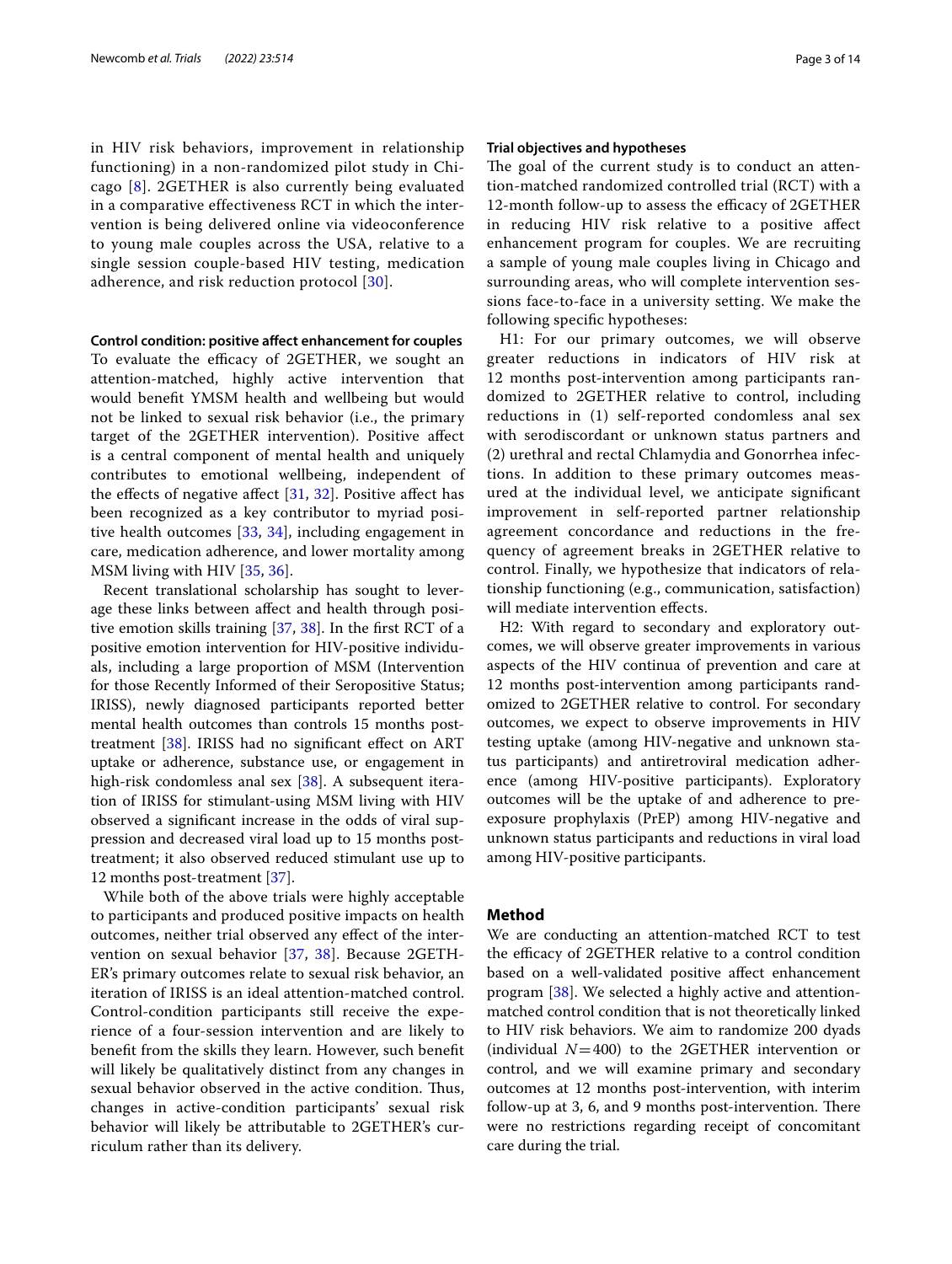in HIV risk behaviors, improvement in relationship functioning) in a non-randomized pilot study in Chicago [8]. 2GETHER is also currently being evaluated in a comparative effectiveness RCT in which the intervention is being delivered online via videoconference to young male couples across the USA, relative to a single session couple-based HIV testing, medication adherence, and risk reduction protocol [30].

#### Control condition: positive affect enhancement for couples

To evaluate the efficacy of 2GETHER, we sought an attention-matched, highly active intervention that would benefit YMSM health and wellbeing but would not be linked to sexual risk behavior (i.e., the primary target of the 2GETHER intervention). Positive affect is a central component of mental health and uniquely contributes to emotional wellbeing, independent of the effects of negative affect [31, 32]. Positive affect has been recognized as a key contributor to myriad positive health outcomes [33, 34], including engagement in care, medication adherence, and lower mortality among MSM living with HIV [35, 36].

Recent translational scholarship has sought to leverage these links between affect and health through positive emotion skills training [37, 38]. In the first RCT of a positive emotion intervention for HIV-positive individuals, including a large proportion of MSM (Intervention for those Recently Informed of their Seropositive Status; IRISS), newly diagnosed participants reported better mental health outcomes than controls 15 months post-treatment [38]. IRISS had no significant effect on ART uptake or adherence, or engagement in high-risk condomless anal sex [38]. A subsequent iteration of IRISS for stimulant-using MSM living with HIV observed a significant increase in the odds of viral suppression and decreased viral load up to 15 months post-treatment; it also observed reduced stimulant use up to 12 months post-treatment [37].

While both of the above trials were highly acceptable to participants and produced positive impacts on health outcomes, neither trial observed any effect of the intervention on sexual behavior [37, 38]. Because 2GETHER's primary outcomes relate to sexual risk behavior, an iteration of IRISS is an ideal attention-matched control. Control-condition participants still receive the experience of a four-session intervention and are likely to benefit from the skills they learn. However, such benefit will likely be qualitatively distinct from any changes in sexual behavior observed in the active condition. Thus, changes in active-condition participants' sexual risk behavior will likely be attributable to 2GETHER's curriculum rather than its delivery.

#### Trial objectives and hypotheses

The goal of the current study is to conduct an attention-matched randomized controlled trial (RCT) with a 12-month follow-up to assess the efficacy of 2GETHER in reducing HIV risk relative to a positive affect enhancement program for couples. We are recruiting a sample of young male couples living in Chicago and surrounding areas, who will complete intervention sessions face-to-face in a university setting. We make the following specific hypotheses:

H1: For our primary outcomes, we will observe greater reductions in indicators of HIV risk at 12 months post-intervention among participants randomized to 2GETHER relative to control, including reductions in (1) self-reported condomless anal sex with serodiscordant or unknown status partners and (2) urethral and rectal Chlamydia and Gonorrhea infections. In addition to these primary outcomes measured at the individual level, we anticipate significant improvement in self-reported partner relationship agreement concordance and reductions in the frequency of agreement breaks in 2GETHER relative to control. Finally, we hypothesize that indicators of relationship functioning (e.g., communication, satisfaction) will mediate intervention effects.

H2: With regard to secondary and exploratory outcomes, we will observe greater improvements in various aspects of the HIV continua of prevention and care at 12 months post-intervention among participants randomized to 2GETHER relative to control. For secondary outcomes, we expect to observe improvements in HIV testing uptake (among HIV-negative and unknown status participants) and antiretroviral medication adherence (among HIV-positive participants). Exploratory outcomes will be the uptake of and adherence to pre-exposure prophylaxis (PrEP) among HIV-negative and unknown status participants and reductions in viral load among HIV-positive participants.

## Method

We are conducting an attention-matched RCT to test the efficacy of 2GETHER relative to a control condition based on a well-validated positive affect enhancement program [38]. We selected a highly active and attention-matched control condition that is not theoretically linked to HIV risk behaviors. We aim to randomize 200 dyads (individual $N=400$) to the 2GETHER intervention or control, and we will examine primary and secondary outcomes at 12 months post-intervention, with interim follow-up at 3, 6, and 9 months post-intervention. There were no restrictions regarding receipt of concomitant care during the trial.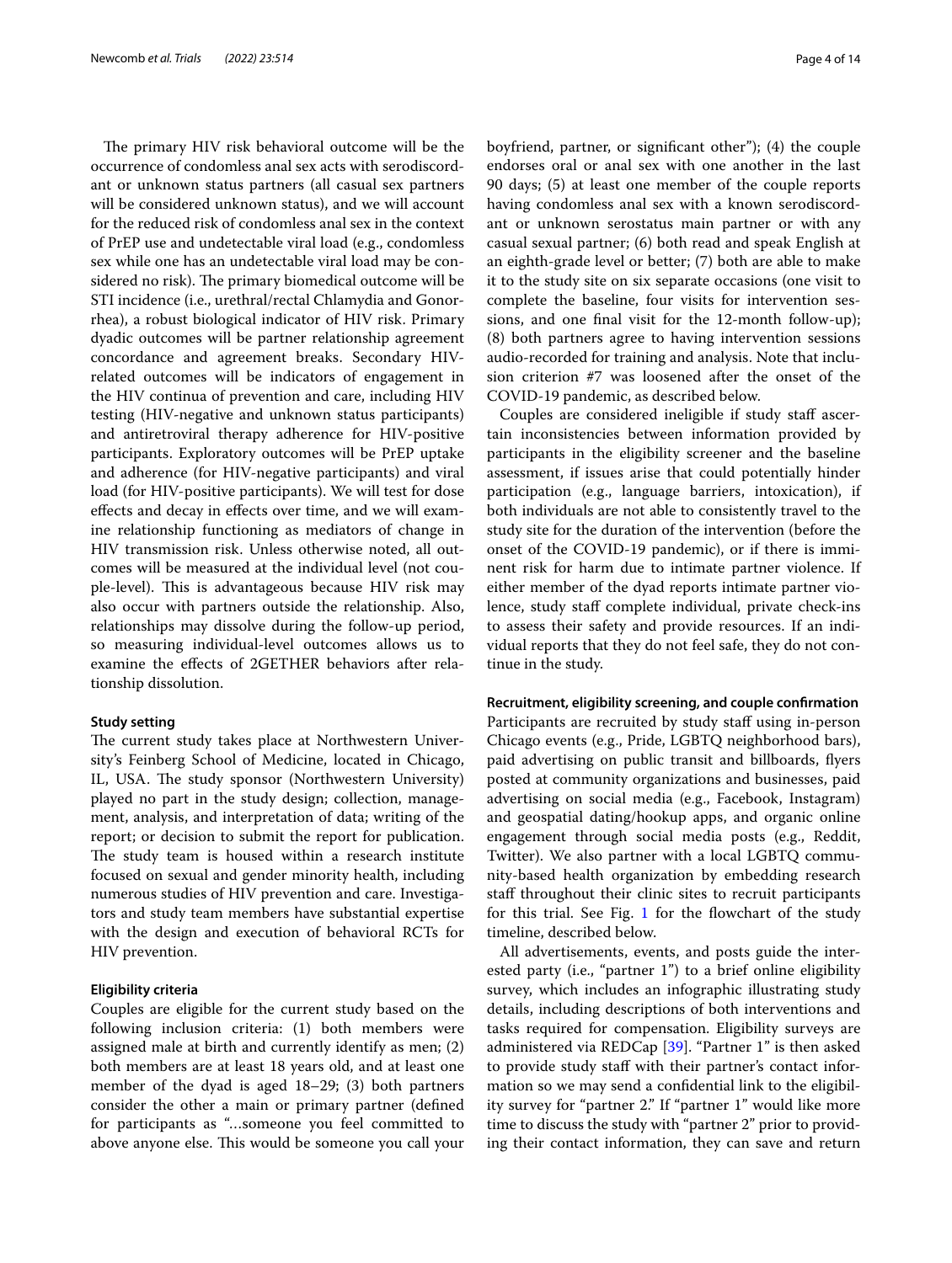The primary HIV risk behavioral outcome will be the occurrence of condomless anal sex acts with serodiscordant or unknown status partners (all casual sex partners will be considered unknown status), and we will account for the reduced risk of condomless anal sex in the context of PrEP use and undetectable viral load (e.g., condomless sex while one has an undetectable viral load may be considered no risk). The primary biomedical outcome will be STI incidence (i.e., urethral/rectal Chlamydia and Gonorrhea), a robust biological indicator of HIV risk. Primary dyadic outcomes will be partner relationship agreement concordance and agreement breaks. Secondary HIV-related outcomes will be indicators of engagement in the HIV continua of prevention and care, including HIV testing (HIV-negative and unknown status participants) and antiretroviral therapy adherence for HIV-positive participants. Exploratory outcomes will be PrEP uptake and adherence (for HIV-negative participants) and viral load (for HIV-positive participants). We will test for dose effects and decay in effects over time, and we will examine relationship functioning as mediators of change in HIV transmission risk. Unless otherwise noted, all outcomes will be measured at the individual level (not couple-level). This is advantageous because HIV risk may also occur with partners outside the relationship. Also, relationships may dissolve during the follow-up period, so measuring individual-level outcomes allows us to examine the effects of 2GETHER behaviors after relationship dissolution.

### Study setting

The current study takes place at Northwestern University's Feinberg School of Medicine, located in Chicago, IL, USA. The study sponsor (Northwestern University) played no part in the study design; collection, management, analysis, and interpretation of data; writing of the report; or decision to submit the report for publication. The study team is housed within a research institute focused on sexual and gender minority health, including numerous studies of HIV prevention and care. Investigators and study team members have substantial expertise with the design and execution of behavioral RCTs for HIV prevention.

### Eligibility criteria

Couples are eligible for the current study based on the following inclusion criteria: (1) both members were assigned male at birth and currently identify as men; (2) both members are at least 18 years old, and at least one member of the dyad is aged 18–29; (3) both partners consider the other a main or primary partner (defined for participants as "…someone you feel committed to above anyone else. This would be someone you call your boyfriend, partner, or significant other"); (4) the couple endorses oral or anal sex with one another in the last 90 days; (5) at least one member of the couple reports having condomless anal sex with a known serodiscordant or unknown serostatus main partner or with any casual sexual partner; (6) both read and speak English at an eighth-grade level or better; (7) both are able to make it to the study site on six separate occasions (one visit to complete the baseline, four visits for intervention sessions, and one final visit for the 12-month follow-up); (8) both partners agree to having intervention sessions audio-recorded for training and analysis. Note that inclusion criterion #7 was loosened after the onset of the COVID-19 pandemic, as described below.

Couples are considered ineligible if study staff ascertain inconsistencies between information provided by participants in the eligibility screener and the baseline assessment, if issues arise that could potentially hinder participation (e.g., language barriers, intoxication), if both individuals are not able to consistently travel to the study site for the duration of the intervention (before the onset of the COVID-19 pandemic), or if there is imminent risk for harm due to intimate partner violence. If either member of the dyad reports intimate partner violence, study staff complete individual, private check-ins to assess their safety and provide resources. If an individual reports that they do not feel safe, they do not continue in the study.

### Recruitment, eligibility screening, and couple confirmation

Participants are recruited by study staff using in-person Chicago events (e.g., Pride, LGBTQ neighborhood bars), paid advertising on public transit and billboards, flyers posted at community organizations and businesses, paid advertising on social media (e.g., Facebook, Instagram) and geospatial dating/hookup apps, and organic online engagement through social media posts (e.g., Reddit, Twitter). We also partner with a local LGBTQ community-based health organization by embedding research staff throughout their clinic sites to recruit participants for this trial. See Fig. 1 for the flowchart of the study timeline, described below.

All advertisements, events, and posts guide the interested party (i.e., "partner 1") to a brief online eligibility survey, which includes an infographic illustrating study details, including descriptions of both interventions and tasks required for compensation. Eligibility surveys are administered via REDCap [39]. "Partner 1" is then asked to provide study staff with their partner's contact information so we may send a confidential link to the eligibility survey for "partner 2." If "partner 1" would like more time to discuss the study with "partner 2" prior to providing their contact information, they can save and return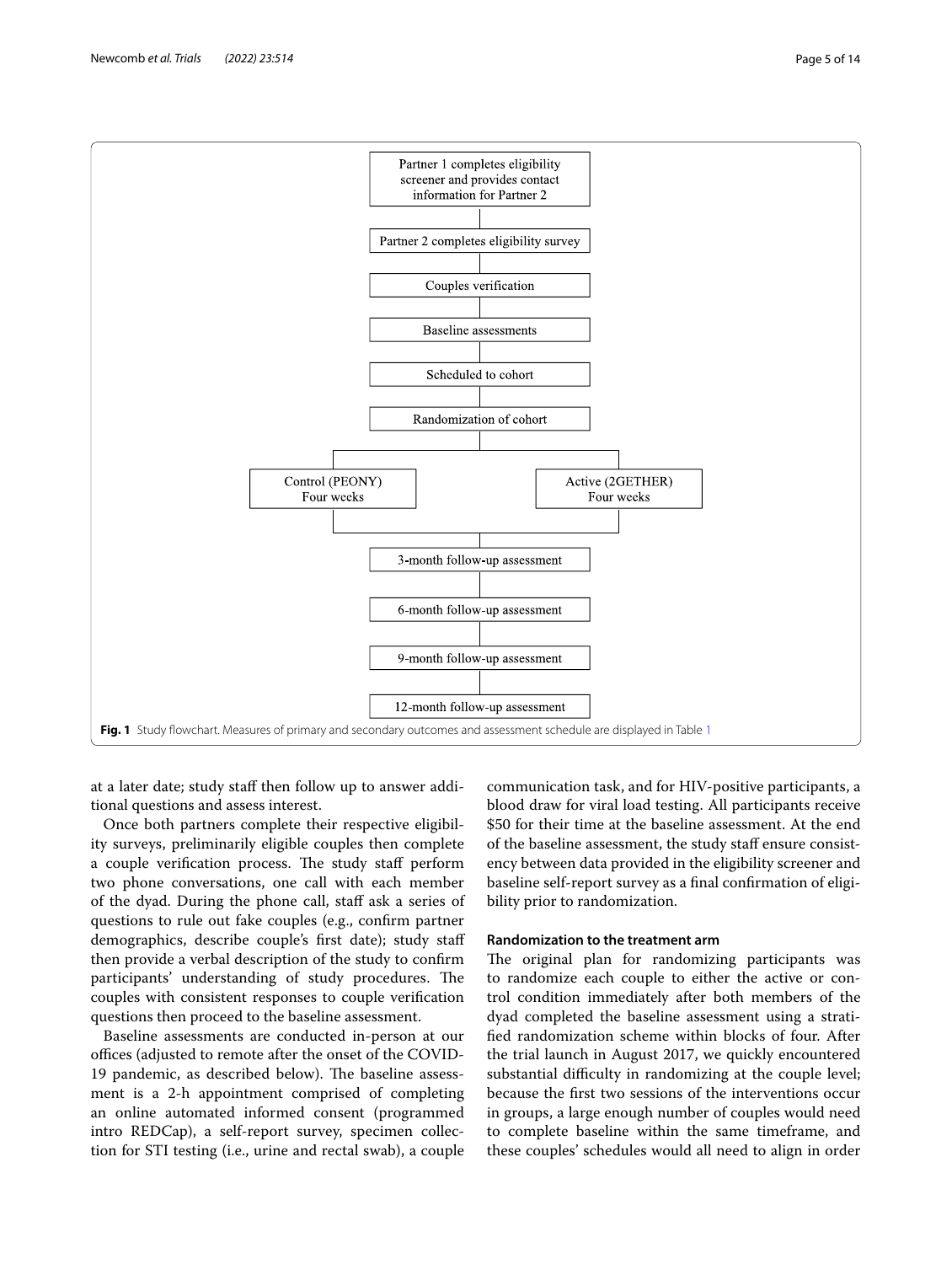Partner 1 completes eligibility screener and provides contact information for Partner 2

Partner 2 completes eligibility survey

Couples verification

Baseline assessments

Scheduled to cohort

Randomization of cohort

Control (PEONY) Four weeks

Active (2GETHER) Four weeks

3-month follow-up assessment

6-month follow-up assessment

9-month follow-up assessment

12-month follow-up assessment

**Fig. 1** Study flowchart. Measures of primary and secondary outcomes and assessment schedule are displayed in Table 1

at a later date; study staff then follow up to answer additional questions and assess interest.

Once both partners complete their respective eligibility surveys, preliminarily eligible couples then complete a couple verification process. The study staff perform two phone conversations, one call with each member of the dyad. During the phone call, staff ask a series of questions to rule out fake couples (e.g., confirm partner demographics, describe couple's first date); study staff then provide a verbal description of the study to confirm participants' understanding of study procedures. The couples with consistent responses to couple verification questions then proceed to the baseline assessment.

Baseline assessments are conducted in-person at our offices (adjusted to remote after the onset of the COVID-19 pandemic, as described below). The baseline assessment is a 2-h appointment comprised of completing an online automated informed consent (programmed intro REDCap), a self-report survey, specimen collection for STI testing (i.e., urine and rectal swab), a couple communication task, and for HIV-positive participants, a blood draw for viral load testing. All participants receive $50 for their time at the baseline assessment. At the end of the baseline assessment, the study staff ensure consistency between data provided in the eligibility screener and baseline self-report survey as a final confirmation of eligibility prior to randomization.

### Randomization to the treatment arm

The original plan for randomizing participants was to randomize each couple to either the active or control condition immediately after both members of the dyad completed the baseline assessment using a stratified randomization scheme within blocks of four. After the trial launch in August 2017, we quickly encountered substantial difficulty in randomizing at the couple level; because the first two sessions of the interventions occur in groups, a large enough number of couples would need to complete baseline within the same timeframe, and these couples' schedules would all need to align in order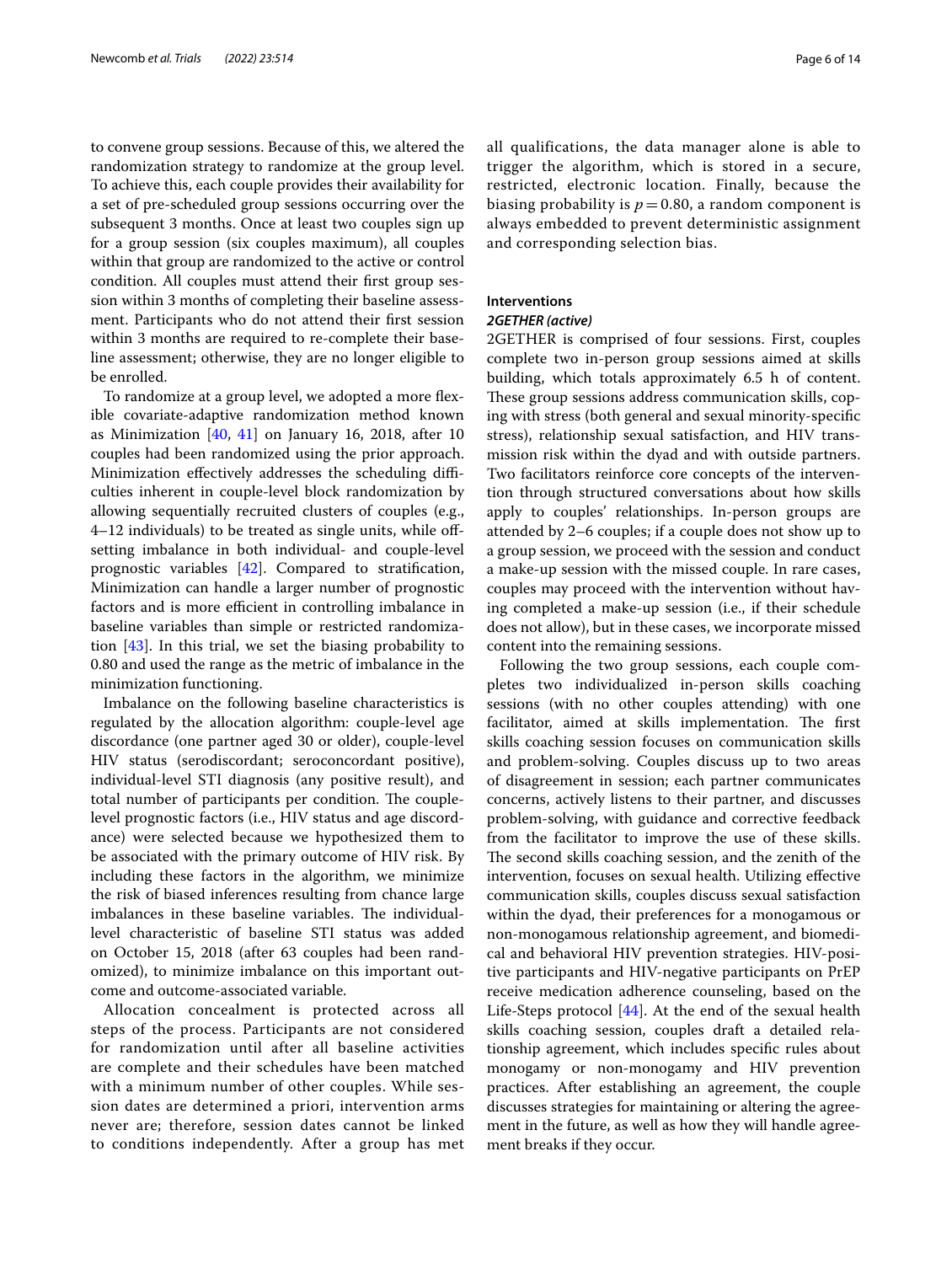to convene group sessions. Because of this, we altered the randomization strategy to randomize at the group level. To achieve this, each couple provides their availability for a set of pre-scheduled group sessions occurring over the subsequent 3 months. Once at least two couples sign up for a group session (six couples maximum), all couples within that group are randomized to the active or control condition. All couples must attend their first group session within 3 months of completing their baseline assessment. Participants who do not attend their first session within 3 months are required to re-complete their baseline assessment; otherwise, they are no longer eligible to be enrolled.

To randomize at a group level, we adopted a more flexible covariate-adaptive randomization method known as Minimization [40, 41] on January 16, 2018, after 10 couples had been randomized using the prior approach. Minimization effectively addresses the scheduling difficulties inherent in couple-level block randomization by allowing sequentially recruited clusters of couples (e.g., 4–12 individuals) to be treated as single units, while offsetting imbalance in both individual- and couple-level prognostic variables [42]. Compared to stratification, Minimization can handle a larger number of prognostic factors and is more efficient in controlling imbalance in baseline variables than simple or restricted randomization [43]. In this trial, we set the biasing probability to 0.80 and used the range as the metric of imbalance in the minimization functioning.

Imbalance on the following baseline characteristics is regulated by the allocation algorithm: couple-level age discordance (one partner aged 30 or older), couple-level HIV status (serodiscordant; seroconcordant positive), individual-level STI diagnosis (any positive result), and total number of participants per condition. The couple-level prognostic factors (i.e., HIV status and age discordance) were selected because we hypothesized them to be associated with the primary outcome of HIV risk. By including these factors in the algorithm, we minimize the risk of biased inferences resulting from chance large imbalances in these baseline variables. The individual-level characteristic of baseline STI status was added on October 15, 2018 (after 63 couples had been randomized), to minimize imbalance on this important outcome and outcome-associated variable.

Allocation concealment is protected across all steps of the process. Participants are not considered for randomization until after all baseline activities are complete and their schedules have been matched with a minimum number of other couples. While session dates are determined a priori, intervention arms never are; therefore, session dates cannot be linked to conditions independently. After a group has met all qualifications, the data manager alone is able to trigger the algorithm, which is stored in a secure, restricted, electronic location. Finally, because the biasing probability is $p = 0.80$, a random component is always embedded to prevent deterministic assignment and corresponding selection bias.

## Interventions

### *2GETHER (active)*

2GETHER is comprised of four sessions. First, couples complete two in-person group sessions aimed at skills building, which totals approximately 6.5 h of content. These group sessions address communication skills, coping with stress (both general and sexual minority-specific stress), relationship sexual satisfaction, and HIV transmission risk within the dyad and with outside partners. Two facilitators reinforce core concepts of the intervention through structured conversations about how skills apply to couples' relationships. In-person groups are attended by 2–6 couples; if a couple does not show up to a group session, we proceed with the session and conduct a make-up session with the missed couple. In rare cases, couples may proceed with the intervention without having completed a make-up session (i.e., if their schedule does not allow), but in these cases, we incorporate missed content into the remaining sessions.

Following the two group sessions, each couple completes two individualized in-person skills coaching sessions (with no other couples attending) with one facilitator, aimed at skills implementation. The first skills coaching session focuses on communication skills and problem-solving. Couples discuss up to two areas of disagreement in session; each partner communicates concerns, actively listens to their partner, and discusses problem-solving, with guidance and corrective feedback from the facilitator to improve the use of these skills. The second skills coaching session, and the zenith of the intervention, focuses on sexual health. Utilizing effective communication skills, couples discuss sexual satisfaction within the dyad, their preferences for a monogamous or non-monogamous relationship agreement, and biomedical and behavioral HIV prevention strategies. HIV-positive participants and HIV-negative participants on PrEP receive medication adherence counseling, based on the Life-Steps protocol [44]. At the end of the sexual health skills coaching session, couples draft a detailed relationship agreement, which includes specific rules about monogamy or non-monogamy and HIV prevention practices. After establishing an agreement, the couple discusses strategies for maintaining or altering the agreement in the future, as well as how they will handle agreement breaks if they occur.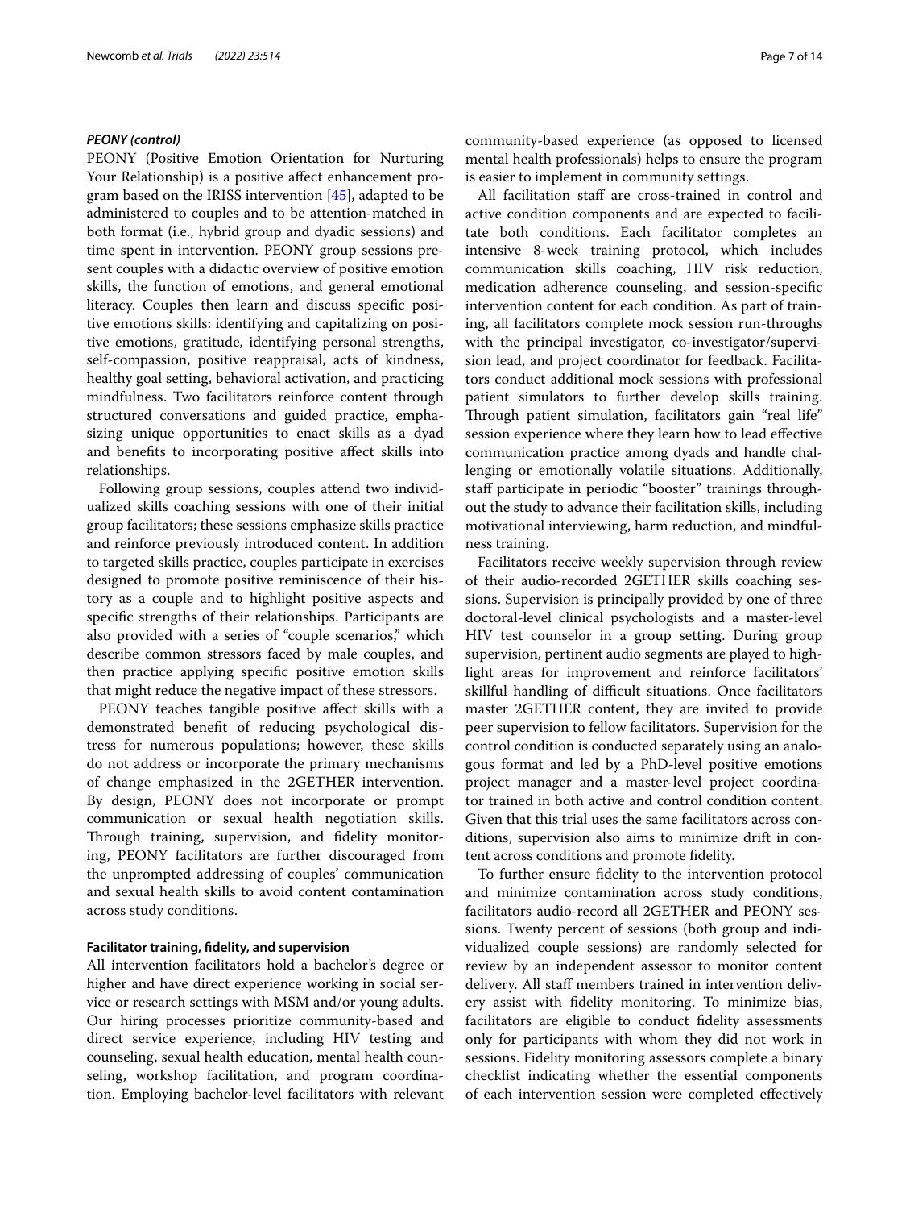### *PEONY (control)*

PEONY (Positive Emotion Orientation for Nurturing Your Relationship) is a positive affect enhancement program based on the IRISS intervention [45], adapted to be administered to couples and to be attention-matched in both format (i.e., hybrid group and dyadic sessions) and time spent in intervention. PEONY group sessions present couples with a didactic overview of positive emotion skills, the function of emotions, and general emotional literacy. Couples then learn and discuss specific positive emotions skills: identifying and capitalizing on positive emotions, gratitude, identifying personal strengths, self-compassion, positive reappraisal, acts of kindness, healthy goal setting, behavioral activation, and practicing mindfulness. Two facilitators reinforce content through structured conversations and guided practice, emphasizing unique opportunities to enact skills as a dyad and benefits to incorporating positive affect skills into relationships.

Following group sessions, couples attend two individualized skills coaching sessions with one of their initial group facilitators; these sessions emphasize skills practice and reinforce previously introduced content. In addition to targeted skills practice, couples participate in exercises designed to promote positive reminiscence of their history as a couple and to highlight positive aspects and specific strengths of their relationships. Participants are also provided with a series of "couple scenarios," which describe common stressors faced by male couples, and then practice applying specific positive emotion skills that might reduce the negative impact of these stressors.

PEONY teaches tangible positive affect skills with a demonstrated benefit of reducing psychological distress for numerous populations; however, these skills do not address or incorporate the primary mechanisms of change emphasized in the 2GETHER intervention. By design, PEONY does not incorporate or prompt communication or sexual health negotiation skills. Through training, supervision, and fidelity monitoring, PEONY facilitators are further discouraged from the unprompted addressing of couples' communication and sexual health skills to avoid content contamination across study conditions.

#### **Facilitator training, fidelity, and supervision**

All intervention facilitators hold a bachelor's degree or higher and have direct experience working in social service or research settings with MSM and/or young adults. Our hiring processes prioritize community-based and direct service experience, including HIV testing and counseling, sexual health education, mental health counseling, workshop facilitation, and program coordination. Employing bachelor-level facilitators with relevant community-based experience (as opposed to licensed mental health professionals) helps to ensure the program is easier to implement in community settings.

All facilitation staff are cross-trained in control and active condition components and are expected to facilitate both conditions. Each facilitator completes an intensive 8-week training protocol, which includes communication skills coaching, HIV risk reduction, medication adherence counseling, and session-specific intervention content for each condition. As part of training, all facilitators complete mock session run-throughs with the principal investigator, co-investigator/supervision lead, and project coordinator for feedback. Facilitators conduct additional mock sessions with professional patient simulators to further develop skills training. Through patient simulation, facilitators gain "real life" session experience where they learn how to lead effective communication practice among dyads and handle challenging or emotionally volatile situations. Additionally, staff participate in periodic "booster" trainings throughout the study to advance their facilitation skills, including motivational interviewing, harm reduction, and mindfulness training.

Facilitators receive weekly supervision through review of their audio-recorded 2GETHER skills coaching sessions. Supervision is principally provided by one of three doctoral-level clinical psychologists and a master-level HIV test counselor in a group setting. During group supervision, pertinent audio segments are played to highlight areas for improvement and reinforce facilitators' skillful handling of difficult situations. Once facilitators master 2GETHER content, they are invited to provide peer supervision to fellow facilitators. Supervision for the control condition is conducted separately using an analogous format and led by a PhD-level positive emotions project manager and a master-level project coordinator trained in both active and control condition content. Given that this trial uses the same facilitators across conditions, supervision also aims to minimize drift in content across conditions and promote fidelity.

To further ensure fidelity to the intervention protocol and minimize contamination across study conditions, facilitators audio-record all 2GETHER and PEONY sessions. Twenty percent of sessions (both group and individualized couple sessions) are randomly selected for review by an independent assessor to monitor content delivery. All staff members trained in intervention delivery assist with fidelity monitoring. To minimize bias, facilitators are eligible to conduct fidelity assessments only for participants with whom they did not work in sessions. Fidelity monitoring assessors complete a binary checklist indicating whether the essential components of each intervention session were completed effectively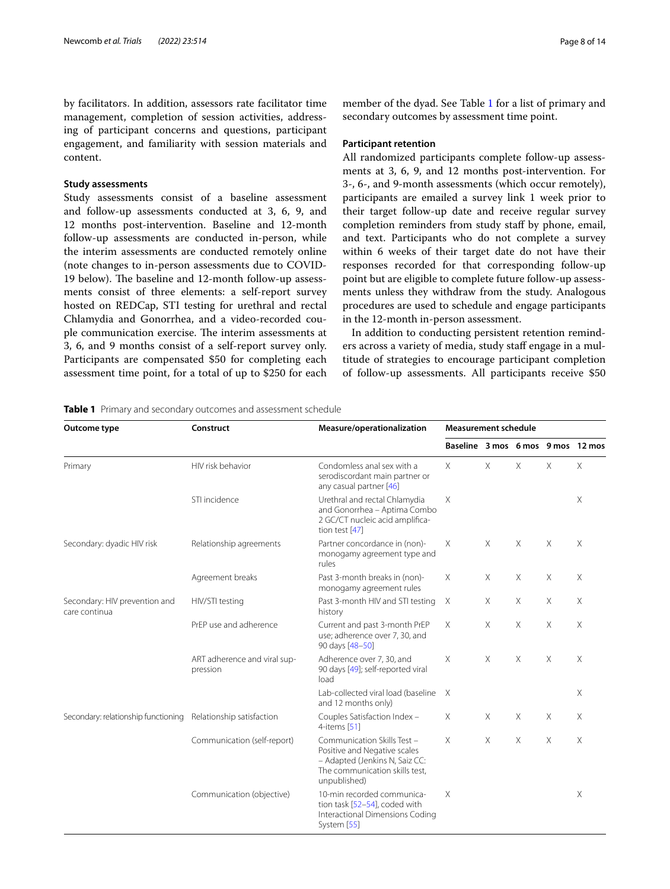by facilitators. In addition, assessors rate facilitator time management, completion of session activities, addressing of participant concerns and questions, participant engagement, and familiarity with session materials and content.

### Study assessments

Study assessments consist of a baseline assessment and follow-up assessments conducted at 3, 6, 9, and 12 months post-intervention. Baseline and 12-month follow-up assessments are conducted in-person, while the interim assessments are conducted remotely online (note changes to in-person assessments due to COVID-19 below). The baseline and 12-month follow-up assessments consist of three elements: a self-report survey hosted on REDCap, STI testing for urethral and rectal Chlamydia and Gonorrhea, and a video-recorded couple communication exercise. The interim assessments at 3, 6, and 9 months consist of a self-report survey only. Participants are compensated $50 for completing each assessment time point, for a total of up to $250 for each member of the dyad. See Table 1 for a list of primary and secondary outcomes by assessment time point.

### Participant retention

All randomized participants complete follow-up assessments at 3, 6, 9, and 12 months post-intervention. For 3-, 6-, and 9-month assessments (which occur remotely), participants are emailed a survey link 1 week prior to their target follow-up date and receive regular survey completion reminders from study staff by phone, email, and text. Participants who do not complete a survey within 6 weeks of their target date do not have their responses recorded for that corresponding follow-up point but are eligible to complete future follow-up assessments unless they withdraw from the study. Analogous procedures are used to schedule and engage participants in the 12-month in-person assessment.

In addition to conducting persistent retention reminders across a variety of media, study staff engage in a multitude of strategies to encourage participant completion of follow-up assessments. All participants receive $50

**Table 1** Primary and secondary outcomes and assessment schedule

| Outcome type | Construct | Measure/operationalization | Measurement schedule | | | | |
|---|---|---|---|---|---|---|---|
| | | | Baseline | 3 mos | 6 mos | 9 mos | 12 mos |
| Primary | HIV risk behavior | Condomless anal sex with a serodiscordant main partner or any casual partner [46] | X | X | X | X | X |
| | STI incidence | Urethral and rectal Chlamydia and Gonorrhea – Aptima Combo 2 GC/CT nucleic acid amplification test [47] | X | | | | X |
| Secondary: dyadic HIV risk | Relationship agreements | Partner concordance in (non)-monogamy agreement type and rules | X | X | X | X | X |
| | Agreement breaks | Past 3-month breaks in (non)-monogamy agreement rules | X | X | X | X | X |
| Secondary: HIV prevention and care continua | HIV/STI testing | Past 3-month HIV and STI testing history | X | X | X | X | X |
| | PrEP use and adherence | Current and past 3-month PrEP use; adherence over 7, 30, and 90 days [48–50] | X | X | X | X | X |
| | ART adherence and viral suppression | Adherence over 7, 30, and 90 days [49]; self-reported viral load | X | X | X | X | X |
| | | Lab-collected viral load (baseline and 12 months only) | X | | | | X |
| Secondary: relationship functioning | Relationship satisfaction | Couples Satisfaction Index – 4-items [51] | X | X | X | X | X |
| | Communication (self-report) | Communication Skills Test – Positive and Negative scales – Adapted (Jenkins N, Saiz CC: The communication skills test, unpublished) | X | X | X | X | X |
| | Communication (objective) | 10-min recorded communication task [52–54], coded with Interactional Dimensions Coding System [55] | X | | | | X |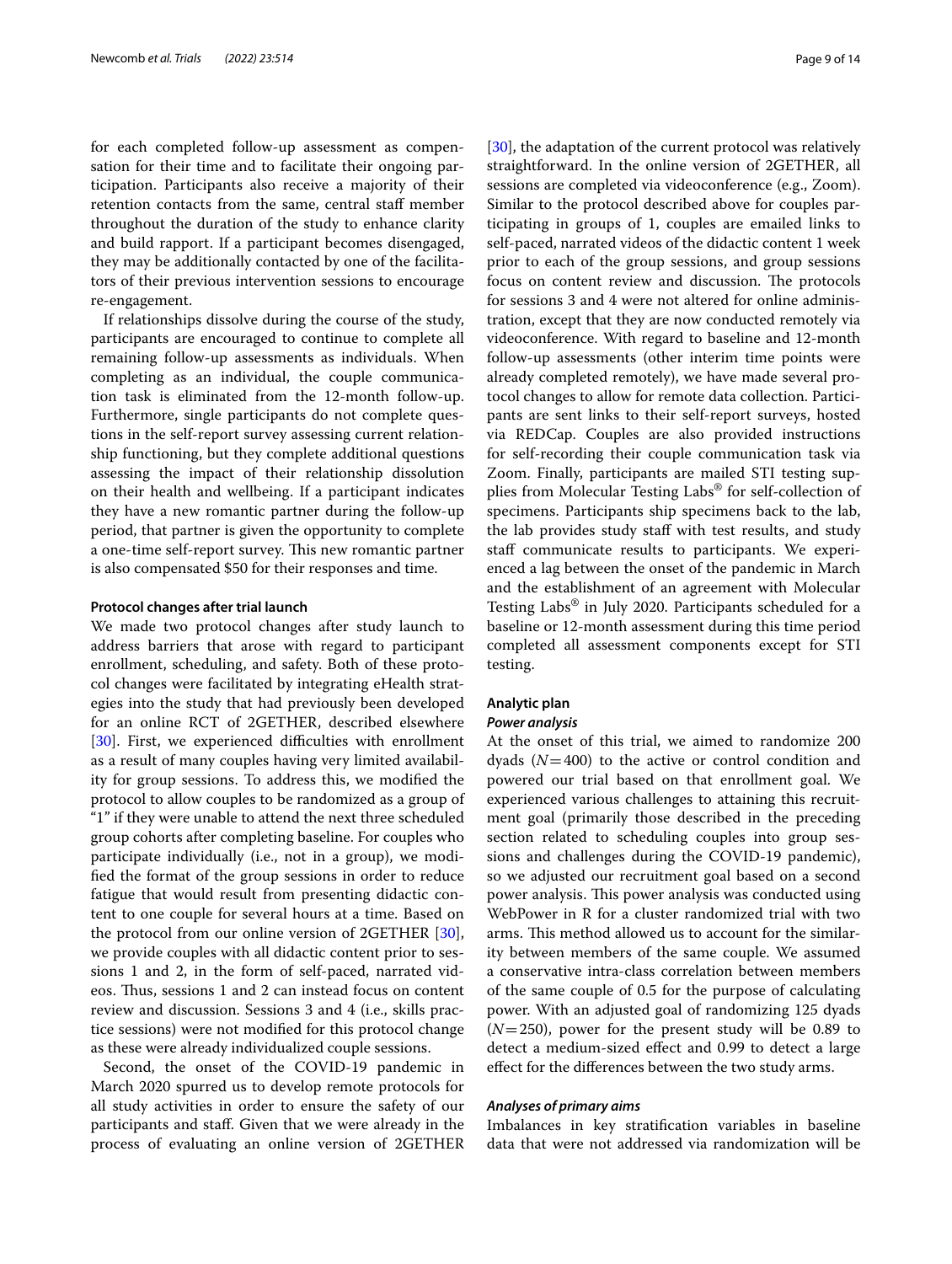for each completed follow-up assessment as compensation for their time and to facilitate their ongoing participation. Participants also receive a majority of their retention contacts from the same, central staff member throughout the duration of the study to enhance clarity and build rapport. If a participant becomes disengaged, they may be additionally contacted by one of the facilitators of their previous intervention sessions to encourage re-engagement.

If relationships dissolve during the course of the study, participants are encouraged to continue to complete all remaining follow-up assessments as individuals. When completing as an individual, the couple communication task is eliminated from the 12-month follow-up. Furthermore, single participants do not complete questions in the self-report survey assessing current relationship functioning, but they complete additional questions assessing the impact of their relationship dissolution on their health and wellbeing. If a participant indicates they have a new romantic partner during the follow-up period, that partner is given the opportunity to complete a one-time self-report survey. This new romantic partner is also compensated $50 for their responses and time.

#### Protocol changes after trial launch

We made two protocol changes after study launch to address barriers that arose with regard to participant enrollment, scheduling, and safety. Both of these protocol changes were facilitated by integrating eHealth strategies into the study that had previously been developed for an online RCT of 2GETHER, described elsewhere [30]. First, we experienced difficulties with enrollment as a result of many couples having very limited availability for group sessions. To address this, we modified the protocol to allow couples to be randomized as a group of "1" if they were unable to attend the next three scheduled group cohorts after completing baseline. For couples who participate individually (i.e., not in a group), we modified the format of the group sessions in order to reduce fatigue that would result from presenting didactic content to one couple for several hours at a time. Based on the protocol from our online version of 2GETHER [30], we provide couples with all didactic content prior to sessions 1 and 2, in the form of self-paced, narrated videos. Thus, sessions 1 and 2 can instead focus on content review and discussion. Sessions 3 and 4 (i.e., skills practice sessions) were not modified for this protocol change as these were already individualized couple sessions.

Second, the onset of the COVID-19 pandemic in March 2020 spurred us to develop remote protocols for all study activities in order to ensure the safety of our participants and staff. Given that we were already in the process of evaluating an online version of 2GETHER [30], the adaptation of the current protocol was relatively straightforward. In the online version of 2GETHER, all sessions are completed via videoconference (e.g., Zoom). Similar to the protocol described above for couples participating in groups of 1, couples are emailed links to self-paced, narrated videos of the didactic content 1 week prior to each of the group sessions, and group sessions focus on content review and discussion. The protocols for sessions 3 and 4 were not altered for online administration, except that they are now conducted remotely via videoconference. With regard to baseline and 12-month follow-up assessments (other interim time points were already completed remotely), we have made several protocol changes to allow for remote data collection. Participants are sent links to their self-report surveys, hosted via REDCap. Couples are also provided instructions for self-recording their couple communication task via Zoom. Finally, participants are mailed STI testing supplies from Molecular Testing Labs® for self-collection of specimens. Participants ship specimens back to the lab, the lab provides study staff with test results, and study staff communicate results to participants. We experienced a lag between the onset of the pandemic in March and the establishment of an agreement with Molecular Testing Labs® in July 2020. Participants scheduled for a baseline or 12-month assessment during this time period completed all assessment components except for STI testing.

#### Analytic plan

##### *Power analysis*

At the onset of this trial, we aimed to randomize 200 dyads ($N = 400$) to the active or control condition and powered our trial based on that enrollment goal. We experienced various challenges to attaining this recruitment goal (primarily those described in the preceding section related to scheduling couples into group sessions and challenges during the COVID-19 pandemic), so we adjusted our recruitment goal based on a second power analysis. This power analysis was conducted using WebPower in R for a cluster randomized trial with two arms. This method allowed us to account for the similarity between members of the same couple. We assumed a conservative intra-class correlation between members of the same couple of 0.5 for the purpose of calculating power. With an adjusted goal of randomizing 125 dyads ($N = 250$), power for the present study will be 0.89 to detect a medium-sized effect and 0.99 to detect a large effect for the differences between the two study arms.

##### *Analyses of primary aims*

Imbalances in key stratification variables in baseline data that were not addressed via randomization will be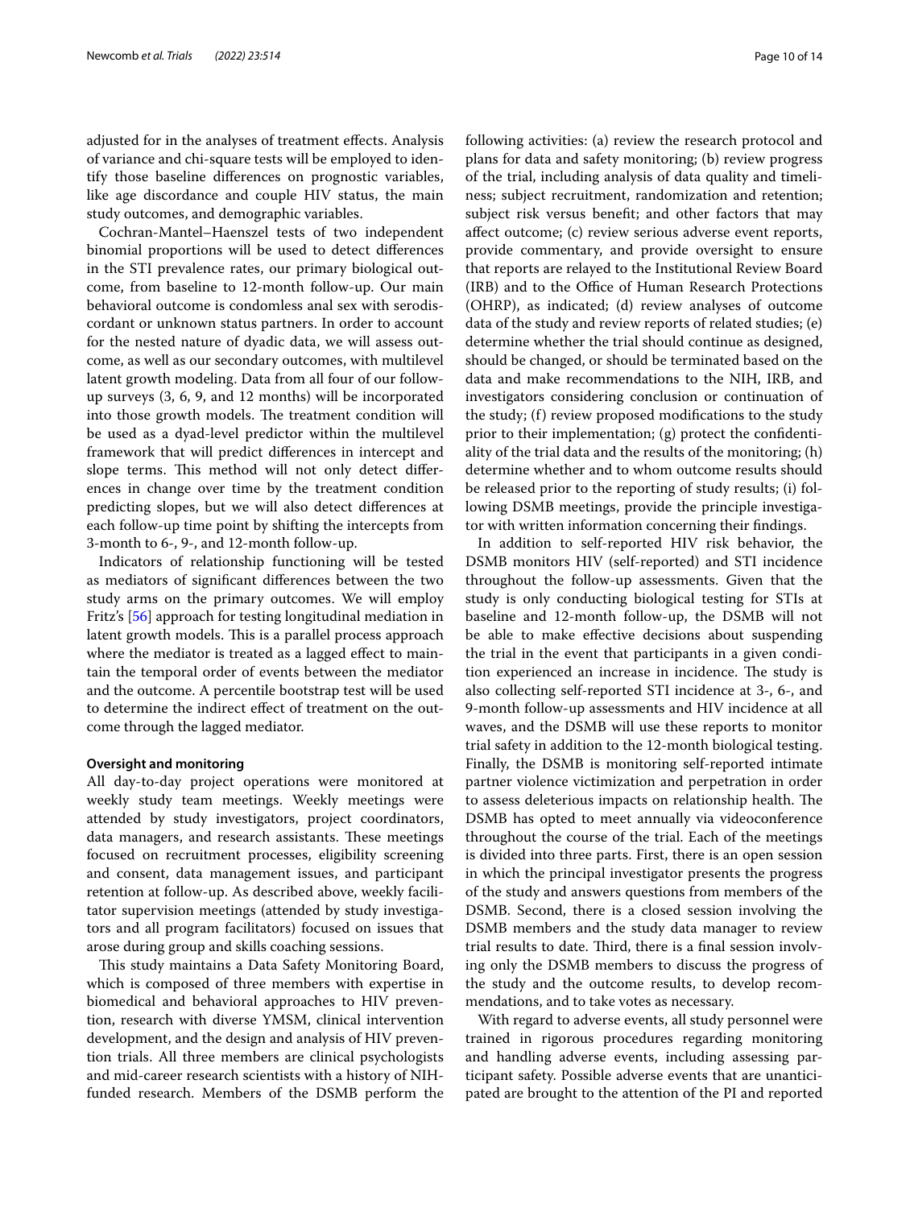adjusted for in the analyses of treatment effects. Analysis of variance and chi-square tests will be employed to identify those baseline differences on prognostic variables, like age discordance and couple HIV status, the main study outcomes, and demographic variables.

Cochran-Mantel–Haenszel tests of two independent binomial proportions will be used to detect differences in the STI prevalence rates, our primary biological outcome, from baseline to 12-month follow-up. Our main behavioral outcome is condomless anal sex with serodiscordant or unknown status partners. In order to account for the nested nature of dyadic data, we will assess outcome, as well as our secondary outcomes, with multilevel latent growth modeling. Data from all four of our follow-up surveys (3, 6, 9, and 12 months) will be incorporated into those growth models. The treatment condition will be used as a dyad-level predictor within the multilevel framework that will predict differences in intercept and slope terms. This method will not only detect differences in change over time by the treatment condition predicting slopes, but we will also detect differences at each follow-up time point by shifting the intercepts from 3-month to 6-, 9-, and 12-month follow-up.

Indicators of relationship functioning will be tested as mediators of significant differences between the two study arms on the primary outcomes. We will employ Fritz's [56] approach for testing longitudinal mediation in latent growth models. This is a parallel process approach where the mediator is treated as a lagged effect to maintain the temporal order of events between the mediator and the outcome. A percentile bootstrap test will be used to determine the indirect effect of treatment on the outcome through the lagged mediator.

#### Oversight and monitoring

All day-to-day project operations were monitored at weekly study team meetings. Weekly meetings were attended by study investigators, project coordinators, data managers, and research assistants. These meetings focused on recruitment processes, eligibility screening and consent, data management issues, and participant retention at follow-up. As described above, weekly facilitator supervision meetings (attended by study investigators and all program facilitators) focused on issues that arose during group and skills coaching sessions.

This study maintains a Data Safety Monitoring Board, which is composed of three members with expertise in biomedical and behavioral approaches to HIV prevention, research with diverse YMSM, clinical intervention development, and the design and analysis of HIV prevention trials. All three members are clinical psychologists and mid-career research scientists with a history of NIH-funded research. Members of the DSMB perform the following activities: (a) review the research protocol and plans for data and safety monitoring; (b) review progress of the trial, including analysis of data quality and timeliness; subject recruitment, randomization and retention; subject risk versus benefit; and other factors that may affect outcome; (c) review serious adverse event reports, provide commentary, and provide oversight to ensure that reports are relayed to the Institutional Review Board (IRB) and to the Office of Human Research Protections (OHRP), as indicated; (d) review analyses of outcome data of the study and review reports of related studies; (e) determine whether the trial should continue as designed, should be changed, or should be terminated based on the data and make recommendations to the NIH, IRB, and investigators considering conclusion or continuation of the study; (f) review proposed modifications to the study prior to their implementation; (g) protect the confidentiality of the trial data and the results of the monitoring; (h) determine whether and to whom outcome results should be released prior to the reporting of study results; (i) following DSMB meetings, provide the principle investigator with written information concerning their findings.

In addition to self-reported HIV risk behavior, the DSMB monitors HIV (self-reported) and STI incidence throughout the follow-up assessments. Given that the study is only conducting biological testing for STIs at baseline and 12-month follow-up, the DSMB will not be able to make effective decisions about suspending the trial in the event that participants in a given condition experienced an increase in incidence. The study is also collecting self-reported STI incidence at 3-, 6-, and 9-month follow-up assessments and HIV incidence at all waves, and the DSMB will use these reports to monitor trial safety in addition to the 12-month biological testing. Finally, the DSMB is monitoring self-reported intimate partner violence victimization and perpetration in order to assess deleterious impacts on relationship health. The DSMB has opted to meet annually via videoconference throughout the course of the trial. Each of the meetings is divided into three parts. First, there is an open session in which the principal investigator presents the progress of the study and answers questions from members of the DSMB. Second, there is a closed session involving the DSMB members and the study data manager to review trial results to date. Third, there is a final session involving only the DSMB members to discuss the progress of the study and the outcome results, to develop recommendations, and to take votes as necessary.

With regard to adverse events, all study personnel were trained in rigorous procedures regarding monitoring and handling adverse events, including assessing participant safety. Possible adverse events that are unanticipated are brought to the attention of the PI and reported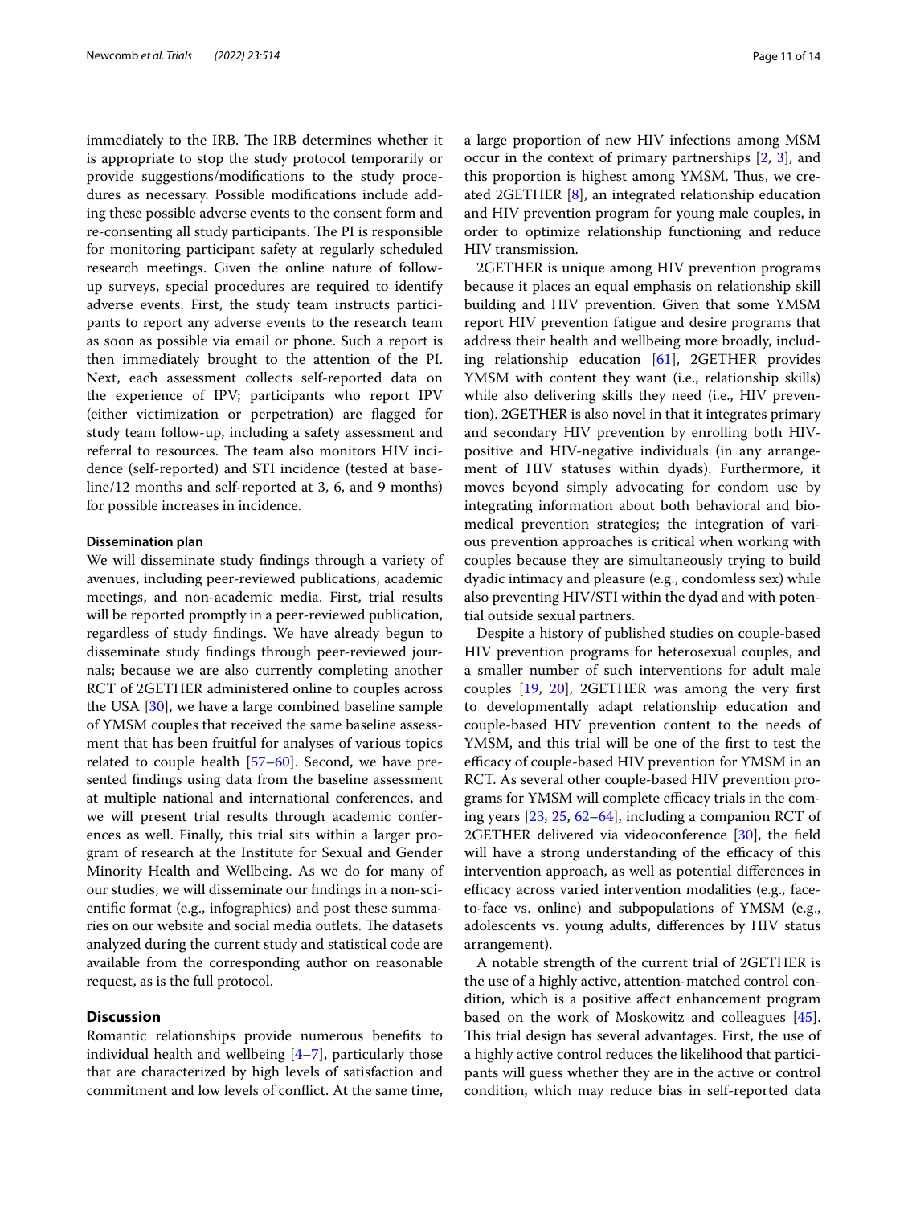immediately to the IRB. The IRB determines whether it is appropriate to stop the study protocol temporarily or provide suggestions/modifications to the study procedures as necessary. Possible modifications include adding these possible adverse events to the consent form and re-consenting all study participants. The PI is responsible for monitoring participant safety at regularly scheduled research meetings. Given the online nature of follow-up surveys, special procedures are required to identify adverse events. First, the study team instructs participants to report any adverse events to the research team as soon as possible via email or phone. Such a report is then immediately brought to the attention of the PI. Next, each assessment collects self-reported data on the experience of IPV; participants who report IPV (either victimization or perpetration) are flagged for study team follow-up, including a safety assessment and referral to resources. The team also monitors HIV incidence (self-reported) and STI incidence (tested at baseline/12 months and self-reported at 3, 6, and 9 months) for possible increases in incidence.

#### Dissemination plan

We will disseminate study findings through a variety of avenues, including peer-reviewed publications, academic meetings, and non-academic media. First, trial results will be reported promptly in a peer-reviewed publication, regardless of study findings. We have already begun to disseminate study findings through peer-reviewed journals; because we are also currently completing another RCT of 2GETHER administered online to couples across the USA [30], we have a large combined baseline sample of YMSM couples that received the same baseline assessment that has been fruitful for analyses of various topics related to couple health [57–60]. Second, we have presented findings using data from the baseline assessment at multiple national and international conferences, and we will present trial results through academic conferences as well. Finally, this trial sits within a larger program of research at the Institute for Sexual and Gender Minority Health and Wellbeing. As we do for many of our studies, we will disseminate our findings in a non-scientific format (e.g., infographics) and post these summaries on our website and social media outlets. The datasets analyzed during the current study and statistical code are available from the corresponding author on reasonable request, as is the full protocol.

## Discussion

Romantic relationships provide numerous benefits to individual health and wellbeing [4–7], particularly those that are characterized by high levels of satisfaction and commitment and low levels of conflict. At the same time, a large proportion of new HIV infections among MSM occur in the context of primary partnerships [2, 3], and this proportion is highest among YMSM. Thus, we created 2GETHER [8], an integrated relationship education and HIV prevention program for young male couples, in order to optimize relationship functioning and reduce HIV transmission.

2GETHER is unique among HIV prevention programs because it places an equal emphasis on relationship skill building and HIV prevention. Given that some YMSM report HIV prevention fatigue and desire programs that address their health and wellbeing more broadly, including relationship education [61], 2GETHER provides YMSM with content they want (i.e., relationship skills) while also delivering skills they need (i.e., HIV prevention). 2GETHER is also novel in that it integrates primary and secondary HIV prevention by enrolling both HIV-positive and HIV-negative individuals (in any arrangement of HIV statuses within dyads). Furthermore, it moves beyond simply advocating for condom use by integrating information about both behavioral and biomedical prevention strategies; the integration of various prevention approaches is critical when working with couples because they are simultaneously trying to build dyadic intimacy and pleasure (e.g., condomless sex) while also preventing HIV/STI within the dyad and with potential outside sexual partners.

Despite a history of published studies on couple-based HIV prevention programs for heterosexual couples, and a smaller number of such interventions for adult male couples [19, 20], 2GETHER was among the very first to developmentally adapt relationship education and couple-based HIV prevention content to the needs of YMSM, and this trial will be one of the first to test the efficacy of couple-based HIV prevention for YMSM in an RCT. As several other couple-based HIV prevention programs for YMSM will complete efficacy trials in the coming years [23, 25, 62–64], including a companion RCT of 2GETHER delivered via videoconference [30], the field will have a strong understanding of the efficacy of this intervention approach, as well as potential differences in efficacy across varied intervention modalities (e.g., face-to-face vs. online) and subpopulations of YMSM (e.g., adolescents vs. young adults, differences by HIV status arrangement).

A notable strength of the current trial of 2GETHER is the use of a highly active, attention-matched control condition, which is a positive affect enhancement program based on the work of Moskowitz and colleagues [45]. This trial design has several advantages. First, the use of a highly active control reduces the likelihood that participants will guess whether they are in the active or control condition, which may reduce bias in self-reported data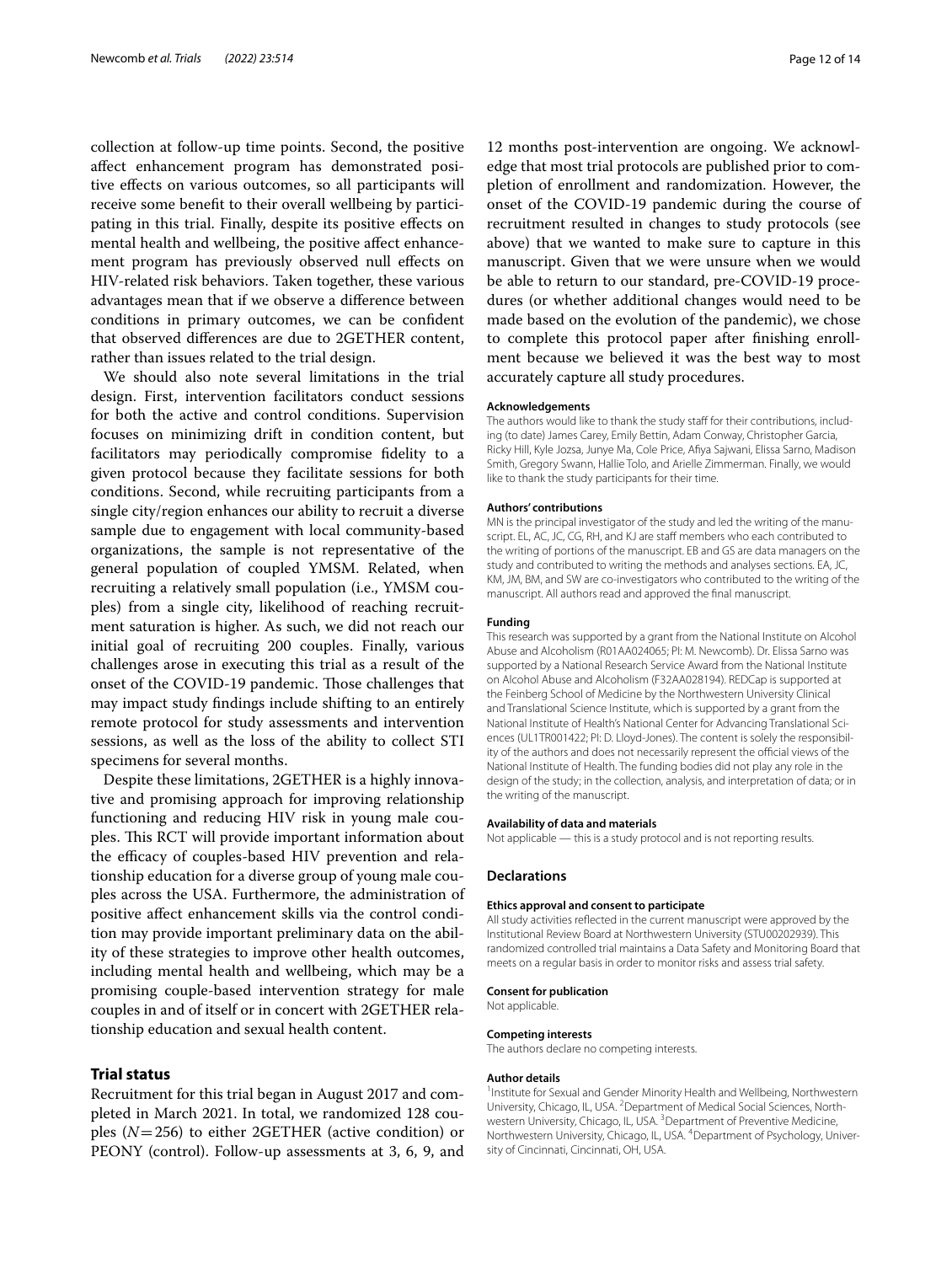collection at follow-up time points. Second, the positive affect enhancement program has demonstrated positive effects on various outcomes, so all participants will receive some benefit to their overall wellbeing by participating in this trial. Finally, despite its positive effects on mental health and wellbeing, the positive affect enhancement program has previously observed null effects on HIV-related risk behaviors. Taken together, these various advantages mean that if we observe a difference between conditions in primary outcomes, we can be confident that observed differences are due to 2GETHER content, rather than issues related to the trial design.

We should also note several limitations in the trial design. First, intervention facilitators conduct sessions for both the active and control conditions. Supervision focuses on minimizing drift in condition content, but facilitators may periodically compromise fidelity to a given protocol because they facilitate sessions for both conditions. Second, while recruiting participants from a single city/region enhances our ability to recruit a diverse sample due to engagement with local community-based organizations, the sample is not representative of the general population of coupled YMSM. Related, when recruiting a relatively small population (i.e., YMSM couples) from a single city, likelihood of reaching recruitment saturation is higher. As such, we did not reach our initial goal of recruiting 200 couples. Finally, various challenges arose in executing this trial as a result of the onset of the COVID-19 pandemic. Those challenges that may impact study findings include shifting to an entirely remote protocol for study assessments and intervention sessions, as well as the loss of the ability to collect STI specimens for several months.

Despite these limitations, 2GETHER is a highly innovative and promising approach for improving relationship functioning and reducing HIV risk in young male couples. This RCT will provide important information about the efficacy of couples-based HIV prevention and relationship education for a diverse group of young male couples across the USA. Furthermore, the administration of positive affect enhancement skills via the control condition may provide important preliminary data on the ability of these strategies to improve other health outcomes, including mental health and wellbeing, which may be a promising couple-based intervention strategy for male couples in and of itself or in concert with 2GETHER relationship education and sexual health content.

## Trial status

Recruitment for this trial began in August 2017 and completed in March 2021. In total, we randomized 128 couples ($N=256$) to either 2GETHER (active condition) or PEONY (control). Follow-up assessments at 3, 6, 9, and 12 months post-intervention are ongoing. We acknowledge that most trial protocols are published prior to completion of enrollment and randomization. However, the onset of the COVID-19 pandemic during the course of recruitment resulted in changes to study protocols (see above) that we wanted to make sure to capture in this manuscript. Given that we were unsure when we would be able to return to our standard, pre-COVID-19 procedures (or whether additional changes would need to be made based on the evolution of the pandemic), we chose to complete this protocol paper after finishing enrollment because we believed it was the best way to most accurately capture all study procedures.

#### Acknowledgements

The authors would like to thank the study staff for their contributions, including (to date) James Carey, Emily Bettin, Adam Conway, Christopher Garcia, Ricky Hill, Kyle Jozsa, Junye Ma, Cole Price, Afiya Sajwani, Elissa Sarno, Madison Smith, Gregory Swann, Hallie Tolo, and Arielle Zimmerman. Finally, we would like to thank the study participants for their time.

#### Authors' contributions

MN is the principal investigator of the study and led the writing of the manuscript. EL, AC, JC, CG, RH, and KJ are staff members who each contributed to the writing of portions of the manuscript. EB and GS are data managers on the study and contributed to writing the methods and analyses sections. EA, JC, KM, JM, BM, and SW are co-investigators who contributed to the writing of the manuscript. All authors read and approved the final manuscript.

#### Funding

This research was supported by a grant from the National Institute on Alcohol Abuse and Alcoholism (R01AA024065; PI: M. Newcomb). Dr. Elissa Sarno was supported by a National Research Service Award from the National Institute on Alcohol Abuse and Alcoholism (F32AA028194). REDCap is supported at the Feinberg School of Medicine by the Northwestern University Clinical and Translational Science Institute, which is supported by a grant from the National Institute of Health's National Center for Advancing Translational Sciences (UL1TR001422; PI: D. Lloyd-Jones). The content is solely the responsibility of the authors and does not necessarily represent the official views of the National Institute of Health. The funding bodies did not play any role in the design of the study; in the collection, analysis, and interpretation of data; or in the writing of the manuscript.

#### Availability of data and materials

Not applicable — this is a study protocol and is not reporting results.

### Declarations

#### Ethics approval and consent to participate

All study activities reflected in the current manuscript were approved by the Institutional Review Board at Northwestern University (STU00202939). This randomized controlled trial maintains a Data Safety and Monitoring Board that meets on a regular basis in order to monitor risks and assess trial safety.

#### Consent for publication

Not applicable.

#### Competing interests

The authors declare no competing interests.

#### Author details

[1]Institute for Sexual and Gender Minority Health and Wellbeing, Northwestern University, Chicago, IL, USA. [2]Department of Medical Social Sciences, Northwestern University, Chicago, IL, USA. [3]Department of Preventive Medicine, Northwestern University, Chicago, IL, USA. [4]Department of Psychology, University of Cincinnati, Cincinnati, OH, USA.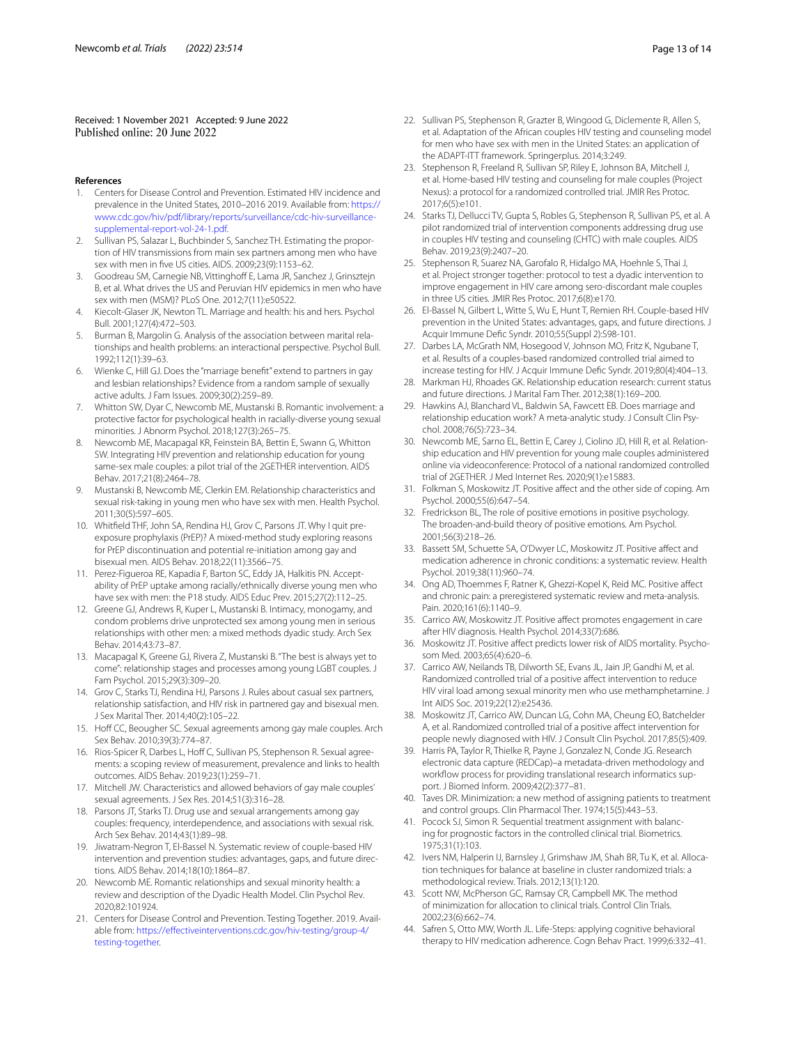Received: 1 November 2021 Accepted: 9 June 2022
Published online: 20 June 2022

## References

1. Centers for Disease Control and Prevention. Estimated HIV incidence and prevalence in the United States, 2010–2016 2019. Available from: https://www.cdc.gov/hiv/pdf/library/reports/surveillance/cdc-hiv-surveillance-supplemental-report-vol-24-1.pdf.
2. Sullivan PS, Salazar L, Buchbinder S, Sanchez TH. Estimating the proportion of HIV transmissions from main sex partners among men who have sex with men in five US cities. AIDS. 2009;23(9):1153–62.
3. Goodreau SM, Carnegie NB, Vittinghoff E, Lama JR, Sanchez J, Grinsztejn B, et al. What drives the US and Peruvian HIV epidemics in men who have sex with men (MSM)? PLoS One. 2012;7(11):e50522.
4. Kiecolt-Glaser JK, Newton TL. Marriage and health: his and hers. Psychol Bull. 2001;127(4):472–503.
5. Burman B, Margolin G. Analysis of the association between marital relationships and health problems: an interactional perspective. Psychol Bull. 1992;112(1):39–63.
6. Wienke C, Hill GJ. Does the "marriage benefit" extend to partners in gay and lesbian relationships? Evidence from a random sample of sexually active adults. J Fam Issues. 2009;30(2):259–89.
7. Whitton SW, Dyar C, Newcomb ME, Mustanski B. Romantic involvement: a protective factor for psychological health in racially-diverse young sexual minorities. J Abnorm Psychol. 2018;127(3):265–75.
8. Newcomb ME, Macapagal KR, Feinstein BA, Bettin E, Swann G, Whitton SW. Integrating HIV prevention and relationship education for young same-sex male couples: a pilot trial of the 2GETHER intervention. AIDS Behav. 2017;21(8):2464–78.
9. Mustanski B, Newcomb ME, Clerkin EM. Relationship characteristics and sexual risk-taking in young men who have sex with men. Health Psychol. 2011;30(5):597–605.
10. Whitfield THF, John SA, Rendina HJ, Grov C, Parsons JT. Why I quit pre-exposure prophylaxis (PrEP)? A mixed-method study exploring reasons for PrEP discontinuation and potential re-initiation among gay and bisexual men. AIDS Behav. 2018;22(11):3566–75.
11. Perez-Figueroa RE, Kapadia F, Barton SC, Eddy JA, Halkitis PN. Acceptability of PrEP uptake among racially/ethnically diverse young men who have sex with men: the P18 study. AIDS Educ Prev. 2015;27(2):112–25.
12. Greene GJ, Andrews R, Kuper L, Mustanski B. Intimacy, monogamy, and condom problems drive unprotected sex among young men in serious relationships with other men: a mixed methods dyadic study. Arch Sex Behav. 2014;43:73–87.
13. Macapagal K, Greene GJ, Rivera Z, Mustanski B. "The best is always yet to come": relationship stages and processes among young LGBT couples. J Fam Psychol. 2015;29(3):309–20.
14. Grov C, Starks TJ, Rendina HJ, Parsons J. Rules about casual sex partners, relationship satisfaction, and HIV risk in partnered gay and bisexual men. J Sex Marital Ther. 2014;40(2):105–22.
15. Hoff CC, Beougher SC. Sexual agreements among gay male couples. Arch Sex Behav. 2010;39(3):774–87.
16. Rios-Spicer R, Darbes L, Hoff C, Sullivan PS, Stephenson R. Sexual agreements: a scoping review of measurement, prevalence and links to health outcomes. AIDS Behav. 2019;23(1):259–71.
17. Mitchell JW. Characteristics and allowed behaviors of gay male couples' sexual agreements. J Sex Res. 2014;51(3):316–28.
18. Parsons JT, Starks TJ. Drug use and sexual arrangements among gay couples: frequency, interdependence, and associations with sexual risk. Arch Sex Behav. 2014;43(1):89–98.
19. Jiwatram-Negron T, El-Bassel N. Systematic review of couple-based HIV intervention and prevention studies: advantages, gaps, and future directions. AIDS Behav. 2014;18(10):1864–87.
20. Newcomb ME. Romantic relationships and sexual minority health: a review and description of the Dyadic Health Model. Clin Psychol Rev. 2020;82:101924.
21. Centers for Disease Control and Prevention. Testing Together. 2019. Available from: https://effectiveinterventions.cdc.gov/hiv-testing/group-4/testing-together.
22. Sullivan PS, Stephenson R, Grazter B, Wingood G, Diclemente R, Allen S, et al. Adaptation of the African couples HIV testing and counseling model for men who have sex with men in the United States: an application of the ADAPT-ITT framework. Springerplus. 2014;3:249.
23. Stephenson R, Freeland R, Sullivan SP, Riley E, Johnson BA, Mitchell J, et al. Home-based HIV testing and counseling for male couples (Project Nexus): a protocol for a randomized controlled trial. JMIR Res Protoc. 2017;6(5):e101.
24. Starks TJ, Dellucci TV, Gupta S, Robles G, Stephenson R, Sullivan PS, et al. A pilot randomized trial of intervention components addressing drug use in couples HIV testing and counseling (CHTC) with male couples. AIDS Behav. 2019;23(9):2407–20.
25. Stephenson R, Suarez NA, Garofalo R, Hidalgo MA, Hoehnle S, Thai J, et al. Project stronger together: protocol to test a dyadic intervention to improve engagement in HIV care among sero-discordant male couples in three US cities. JMIR Res Protoc. 2017;6(8):e170.
26. El-Bassel N, Gilbert L, Witte S, Wu E, Hunt T, Remien RH. Couple-based HIV prevention in the United States: advantages, gaps, and future directions. J Acquir Immune Defic Syndr. 2010;55(Suppl 2):S98-101.
27. Darbes LA, McGrath NM, Hosegood V, Johnson MO, Fritz K, Ngubane T, et al. Results of a couples-based randomized controlled trial aimed to increase testing for HIV. J Acquir Immune Defic Syndr. 2019;80(4):404–13.
28. Markman HJ, Rhoades GK. Relationship education research: current status and future directions. J Marital Fam Ther. 2012;38(1):169–200.
29. Hawkins AJ, Blanchard VL, Baldwin SA, Fawcett EB. Does marriage and relationship education work? A meta-analytic study. J Consult Clin Psychol. 2008;76(5):723–34.
30. Newcomb ME, Sarno EL, Bettin E, Carey J, Ciolino JD, Hill R, et al. Relationship education and HIV prevention for young male couples administered online via videoconference: Protocol of a national randomized controlled trial of 2GETHER. J Med Internet Res. 2020;9(1):e15883.
31. Folkman S, Moskowitz JT. Positive affect and the other side of coping. Am Psychol. 2000;55(6):647–54.
32. Fredrickson BL. The role of positive emotions in positive psychology. The broaden-and-build theory of positive emotions. Am Psychol. 2001;56(3):218–26.
33. Bassett SM, Schuette SA, O'Dwyer LC, Moskowitz JT. Positive affect and medication adherence in chronic conditions: a systematic review. Health Psychol. 2019;38(11):960–74.
34. Ong AD, Thoemmes F, Ratner K, Ghezzi-Kopel K, Reid MC. Positive affect and chronic pain: a preregistered systematic review and meta-analysis. Pain. 2020;161(6):1140–9.
35. Carrico AW, Moskowitz JT. Positive affect promotes engagement in care after HIV diagnosis. Health Psychol. 2014;33(7):686.
36. Moskowitz JT. Positive affect predicts lower risk of AIDS mortality. Psychosom Med. 2003;65(4):620–6.
37. Carrico AW, Neilands TB, Dilworth SE, Evans JL, Jain JP, Gandhi M, et al. Randomized controlled trial of a positive affect intervention to reduce HIV viral load among sexual minority men who use methamphetamine. J Int AIDS Soc. 2019;22(12):e25436.
38. Moskowitz JT, Carrico AW, Duncan LG, Cohn MA, Cheung EO, Batchelder A, et al. Randomized controlled trial of a positive affect intervention for people newly diagnosed with HIV. J Consult Clin Psychol. 2017;85(5):409.
39. Harris PA, Taylor R, Thielke R, Payne J, Gonzalez N, Conde JG. Research electronic data capture (REDCap)–a metadata-driven methodology and workflow process for providing translational research informatics support. J Biomed Inform. 2009;42(2):377–81.
40. Taves DR. Minimization: a new method of assigning patients to treatment and control groups. Clin Pharmacol Ther. 1974;15(5):443–53.
41. Pocock SJ, Simon R. Sequential treatment assignment with balancing for prognostic factors in the controlled clinical trial. Biometrics. 1975;31(1):103.
42. Ivers NM, Halperin IJ, Barnsley J, Grimshaw JM, Shah BR, Tu K, et al. Allocation techniques for balance at baseline in cluster randomized trials: a methodological review. Trials. 2012;13(1):120.
43. Scott NW, McPherson GC, Ramsay CR, Campbell MK. The method of minimization for allocation to clinical trials. Control Clin Trials. 2002;23(6):662–74.
44. Safren S, Otto MW, Worth JL. Life-Steps: applying cognitive behavioral therapy to HIV medication adherence. Cogn Behav Pract. 1999;6:332–41.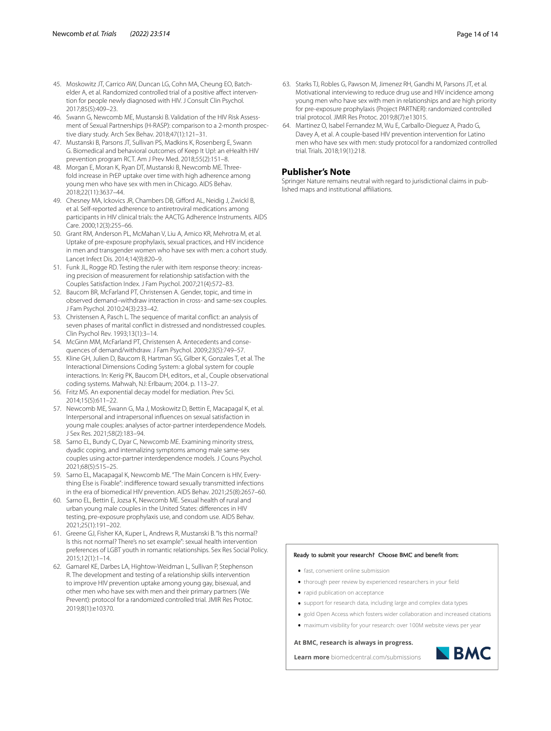45. Moskowitz JT, Carrico AW, Duncan LG, Cohn MA, Cheung EO, Batchelder A, et al. Randomized controlled trial of a positive affect intervention for people newly diagnosed with HIV. J Consult Clin Psychol. 2017;85(5):409–23.
46. Swann G, Newcomb ME, Mustanski B. Validation of the HIV Risk Assessment of Sexual Partnerships (H-RASP): comparison to a 2-month prospective diary study. Arch Sex Behav. 2018;47(1):121–31.
47. Mustanski B, Parsons JT, Sullivan PS, Madkins K, Rosenberg E, Swann G. Biomedical and behavioral outcomes of Keep It Up!: an eHealth HIV prevention program RCT. Am J Prev Med. 2018;55(2):151–8.
48. Morgan E, Moran K, Ryan DT, Mustanski B, Newcomb ME. Threefold increase in PrEP uptake over time with high adherence among young men who have sex with men in Chicago. AIDS Behav. 2018;22(11):3637–44.
49. Chesney MA, Ickovics JR, Chambers DB, Gifford AL, Neidig J, Zwickl B, et al. Self-reported adherence to antiretroviral medications among participants in HIV clinical trials: the AACTG Adherence Instruments. AIDS Care. 2000;12(3):255–66.
50. Grant RM, Anderson PL, McMahan V, Liu A, Amico KR, Mehrotra M, et al. Uptake of pre-exposure prophylaxis, sexual practices, and HIV incidence in men and transgender women who have sex with men: a cohort study. Lancet Infect Dis. 2014;14(9):820–9.
51. Funk JL, Rogge RD. Testing the ruler with item response theory: increasing precision of measurement for relationship satisfaction with the Couples Satisfaction Index. J Fam Psychol. 2007;21(4):572–83.
52. Baucom BR, McFarland PT, Christensen A. Gender, topic, and time in observed demand–withdraw interaction in cross- and same-sex couples. J Fam Psychol. 2010;24(3):233–42.
53. Christensen A, Pasch L. The sequence of marital conflict: an analysis of seven phases of marital conflict in distressed and nondistressed couples. Clin Psychol Rev. 1993;13(1):3–14.
54. McGinn MM, McFarland PT, Christensen A. Antecedents and consequences of demand/withdraw. J Fam Psychol. 2009;23(5):749–57.
55. Kline GH, Julien D, Baucom B, Hartman SG, Gilber K, Gonzales T, et al. The Interactional Dimensions Coding System: a global system for couple interactions. In: Kerig PK, Baucom DH, editors., et al., Couple observational coding systems. Mahwah, NJ: Erlbaum; 2004. p. 113–27.
56. Fritz MS. An exponential decay model for mediation. Prev Sci. 2014;15(5):611–22.
57. Newcomb ME, Swann G, Ma J, Moskowitz D, Bettin E, Macapagal K, et al. Interpersonal and intrapersonal influences on sexual satisfaction in young male couples: analyses of actor-partner interdependence Models. J Sex Res. 2021;58(2):183–94.
58. Sarno EL, Bundy C, Dyar C, Newcomb ME. Examining minority stress, dyadic coping, and internalizing symptoms among male same-sex couples using actor-partner interdependence models. J Couns Psychol. 2021;68(5):515–25.
59. Sarno EL, Macapagal K, Newcomb ME. "The Main Concern is HIV, Everything Else is Fixable": indifference toward sexually transmitted infections in the era of biomedical HIV prevention. AIDS Behav. 2021;25(8):2657–60.
60. Sarno EL, Bettin E, Jozsa K, Newcomb ME. Sexual health of rural and urban young male couples in the United States: differences in HIV testing, pre-exposure prophylaxis use, and condom use. AIDS Behav. 2021;25(1):191–202.
61. Greene GJ, Fisher KA, Kuper L, Andrews R, Mustanski B. "Is this normal? Is this not normal? There's no set example": sexual health intervention preferences of LGBT youth in romantic relationships. Sex Res Social Policy. 2015;12(1):1–14.
62. Gamarel KE, Darbes LA, Hightow-Weidman L, Sullivan P, Stephenson R. The development and testing of a relationship skills intervention to improve HIV prevention uptake among young gay, bisexual, and other men who have sex with men and their primary partners (We Prevent): protocol for a randomized controlled trial. JMIR Res Protoc. 2019;8(1):e10370.
63. Starks TJ, Robles G, Pawson M, Jimenez RH, Gandhi M, Parsons JT, et al. Motivational interviewing to reduce drug use and HIV incidence among young men who have sex with men in relationships and are high priority for pre-exposure prophylaxis (Project PARTNER): randomized controlled trial protocol. JMIR Res Protoc. 2019;8(7):e13015.
64. Martinez O, Isabel Fernandez M, Wu E, Carballo-Dieguez A, Prado G, Davey A, et al. A couple-based HIV prevention intervention for Latino men who have sex with men: study protocol for a randomized controlled trial. Trials. 2018;19(1):218.

## Publisher's Note

Springer Nature remains neutral with regard to jurisdictional claims in published maps and institutional affiliations.

Ready to submit your research? Choose BMC and benefit from:

- fast, convenient online submission
- thorough peer review by experienced researchers in your field
- rapid publication on acceptance
- support for research data, including large and complex data types
- gold Open Access which fosters wider collaboration and increased citations
- maximum visibility for your research: over 100M website views per year

**At BMC, research is always in progress.**

**Learn more** biomedcentral.com/submissions

BMC